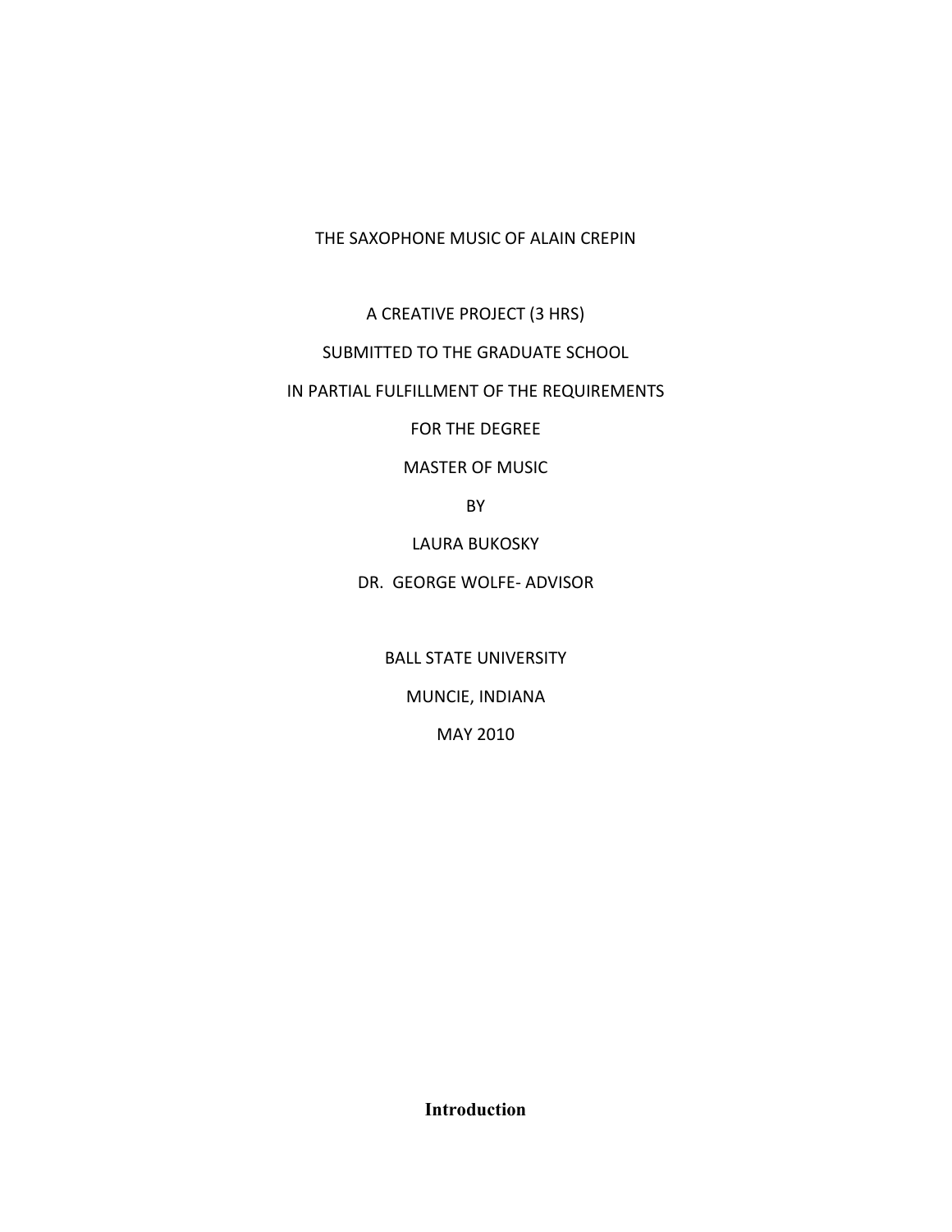THE SAXOPHONE MUSIC OF ALAIN CREPIN

A CREATIVE PROJECT (3 HRS)

SUBMITTED TO THE GRADUATE SCHOOL

IN PARTIAL FULFILLMENT OF THE REQUIREMENTS

FOR THE DEGREE

MASTER OF MUSIC

BY

LAURA BUKOSKY

DR. GEORGE WOLFE- ADVISOR

BALL STATE UNIVERSITY

MUNCIE, INDIANA

MAY 2010

## Introduction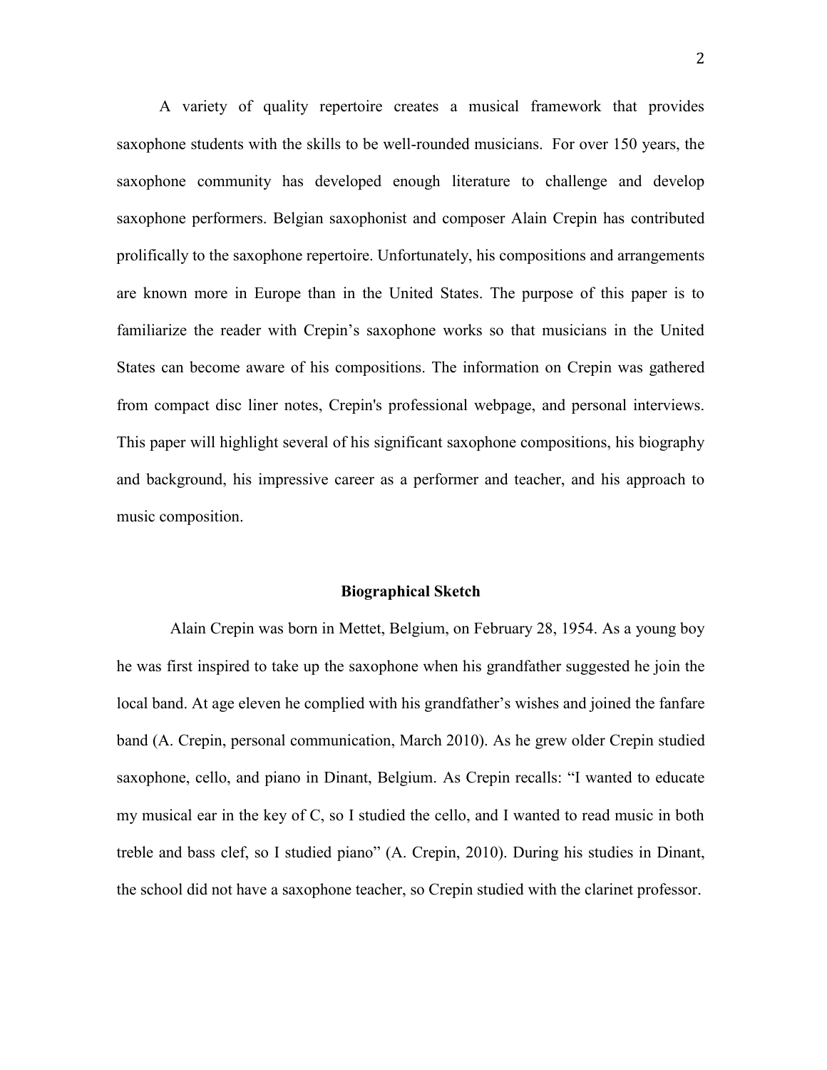A variety of quality repertoire creates a musical framework that provides saxophone students with the skills to be well-rounded musicians. For over 150 years, the saxophone community has developed enough literature to challenge and develop saxophone performers. Belgian saxophonist and composer Alain Crepin has contributed prolifically to the saxophone repertoire. Unfortunately, his compositions and arrangements are known more in Europe than in the United States. The purpose of this paper is to familiarize the reader with Crepin's saxophone works so that musicians in the United States can become aware of his compositions. The information on Crepin was gathered from compact disc liner notes, Crepin's professional webpage, and personal interviews. This paper will highlight several of his significant saxophone compositions, his biography and background, his impressive career as a performer and teacher, and his approach to music composition.

## Biographical Sketch

Alain Crepin was born in Mettet, Belgium, on February 28, 1954. As a young boy he was first inspired to take up the saxophone when his grandfather suggested he join the local band. At age eleven he complied with his grandfather's wishes and joined the fanfare band (A. Crepin, personal communication, March 2010). As he grew older Crepin studied saxophone, cello, and piano in Dinant, Belgium. As Crepin recalls: "I wanted to educate my musical ear in the key of C, so I studied the cello, and I wanted to read music in both treble and bass clef, so I studied piano" (A. Crepin, 2010). During his studies in Dinant, the school did not have a saxophone teacher, so Crepin studied with the clarinet professor.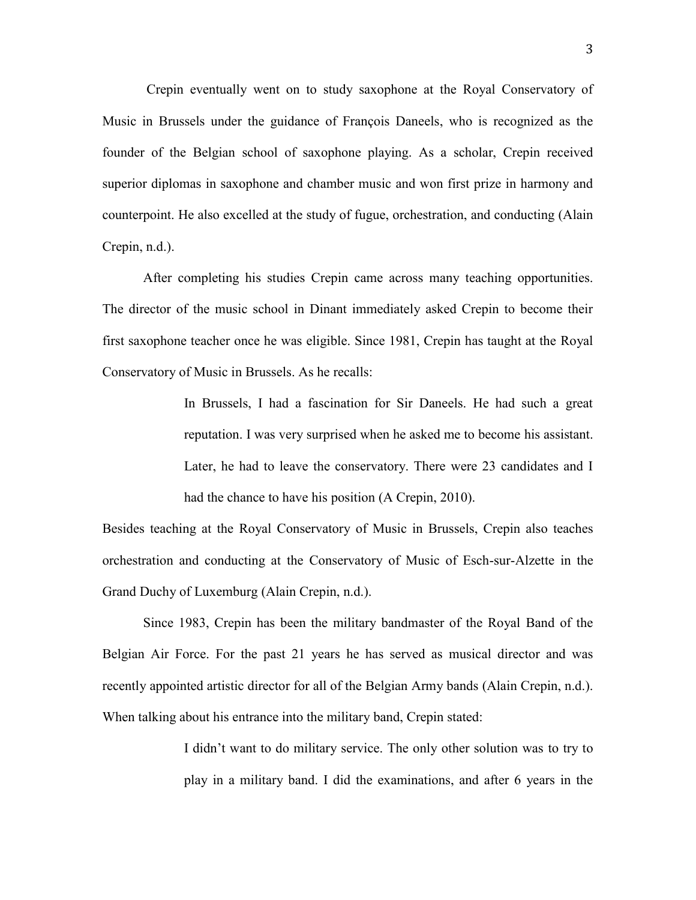Crepin eventually went on to study saxophone at the Royal Conservatory of Music in Brussels under the guidance of François Daneels, who is recognized as the founder of the Belgian school of saxophone playing. As a scholar, Crepin received superior diplomas in saxophone and chamber music and won first prize in harmony and counterpoint. He also excelled at the study of fugue, orchestration, and conducting (Alain Crepin, n.d.).

After completing his studies Crepin came across many teaching opportunities. The director of the music school in Dinant immediately asked Crepin to become their first saxophone teacher once he was eligible. Since 1981, Crepin has taught at the Royal Conservatory of Music in Brussels. As he recalls:

> In Brussels, I had a fascination for Sir Daneels. He had such a great reputation. I was very surprised when he asked me to become his assistant. Later, he had to leave the conservatory. There were 23 candidates and I had the chance to have his position (A Crepin, 2010).

Besides teaching at the Royal Conservatory of Music in Brussels, Crepin also teaches orchestration and conducting at the Conservatory of Music of Esch-sur-Alzette in the Grand Duchy of Luxemburg (Alain Crepin, n.d.).

Since 1983, Crepin has been the military bandmaster of the Royal Band of the Belgian Air Force. For the past 21 years he has served as musical director and was recently appointed artistic director for all of the Belgian Army bands (Alain Crepin, n.d.). When talking about his entrance into the military band, Crepin stated:

> I didn't want to do military service. The only other solution was to try to play in a military band. I did the examinations, and after 6 years in the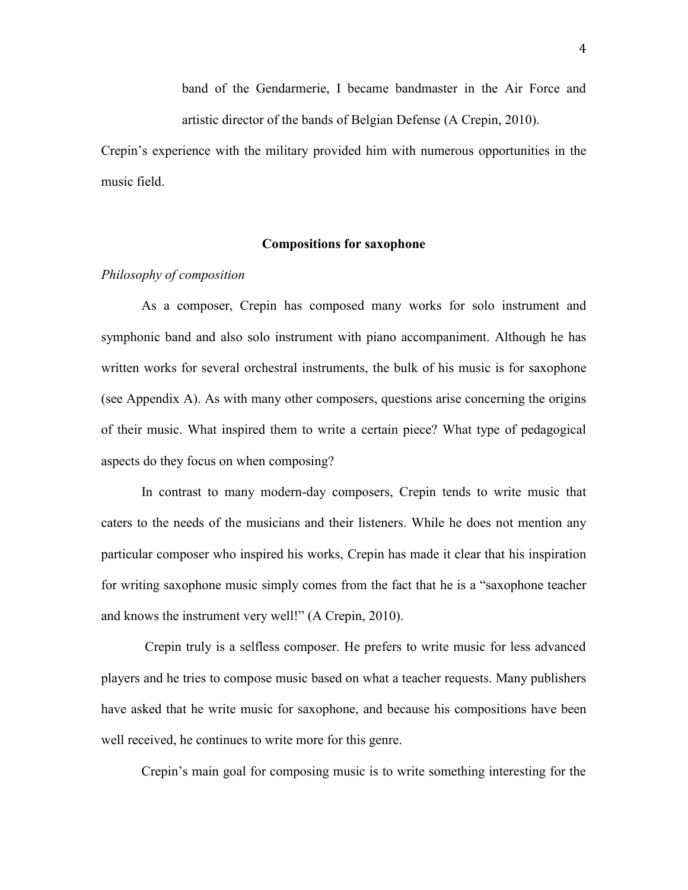> band of the Gendarmerie, I became bandmaster in the Air Force and artistic director of the bands of Belgian Defense (A Crepin, 2010).

Crepin's experience with the military provided him with numerous opportunities in the music field.

## Compositions for saxophone

*Philosophy of composition*

As a composer, Crepin has composed many works for solo instrument and symphonic band and also solo instrument with piano accompaniment. Although he has written works for several orchestral instruments, the bulk of his music is for saxophone (see Appendix A). As with many other composers, questions arise concerning the origins of their music. What inspired them to write a certain piece? What type of pedagogical aspects do they focus on when composing?

In contrast to many modern-day composers, Crepin tends to write music that caters to the needs of the musicians and their listeners. While he does not mention any particular composer who inspired his works, Crepin has made it clear that his inspiration for writing saxophone music simply comes from the fact that he is a "saxophone teacher and knows the instrument very well!" (A Crepin, 2010).

Crepin truly is a selfless composer. He prefers to write music for less advanced players and he tries to compose music based on what a teacher requests. Many publishers have asked that he write music for saxophone, and because his compositions have been well received, he continues to write more for this genre.

Crepin's main goal for composing music is to write something interesting for the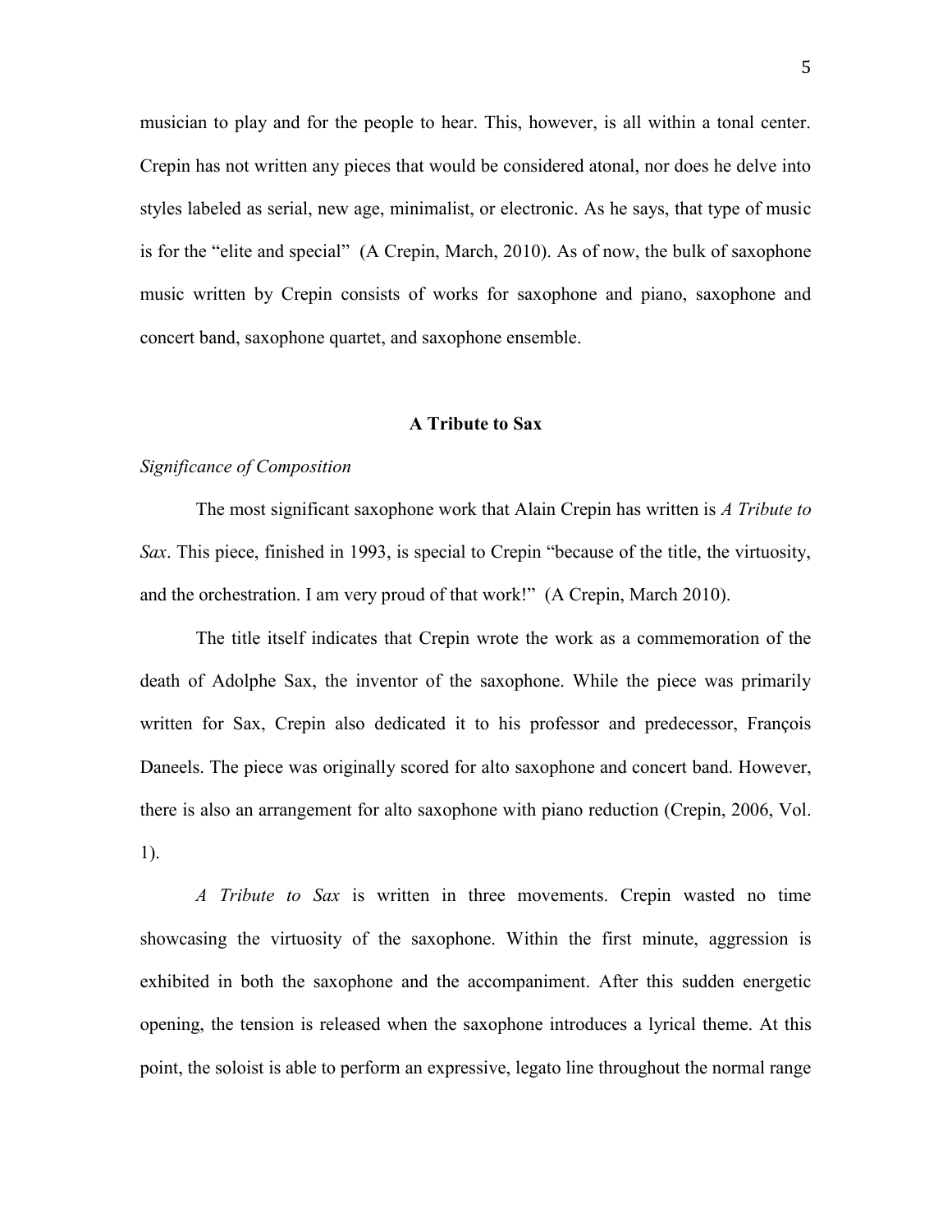musician to play and for the people to hear. This, however, is all within a tonal center. Crepin has not written any pieces that would be considered atonal, nor does he delve into styles labeled as serial, new age, minimalist, or electronic. As he says, that type of music is for the "elite and special" (A Crepin, March, 2010). As of now, the bulk of saxophone music written by Crepin consists of works for saxophone and piano, saxophone and concert band, saxophone quartet, and saxophone ensemble.

## A Tribute to Sax

### *Significance of Composition*

The most significant saxophone work that Alain Crepin has written is *A Tribute to Sax*. This piece, finished in 1993, is special to Crepin "because of the title, the virtuosity, and the orchestration. I am very proud of that work!" (A Crepin, March 2010).

The title itself indicates that Crepin wrote the work as a commemoration of the death of Adolphe Sax, the inventor of the saxophone. While the piece was primarily written for Sax, Crepin also dedicated it to his professor and predecessor, François Daneels. The piece was originally scored for alto saxophone and concert band. However, there is also an arrangement for alto saxophone with piano reduction (Crepin, 2006, Vol. 1).

*A Tribute to Sax* is written in three movements. Crepin wasted no time showcasing the virtuosity of the saxophone. Within the first minute, aggression is exhibited in both the saxophone and the accompaniment. After this sudden energetic opening, the tension is released when the saxophone introduces a lyrical theme. At this point, the soloist is able to perform an expressive, legato line throughout the normal range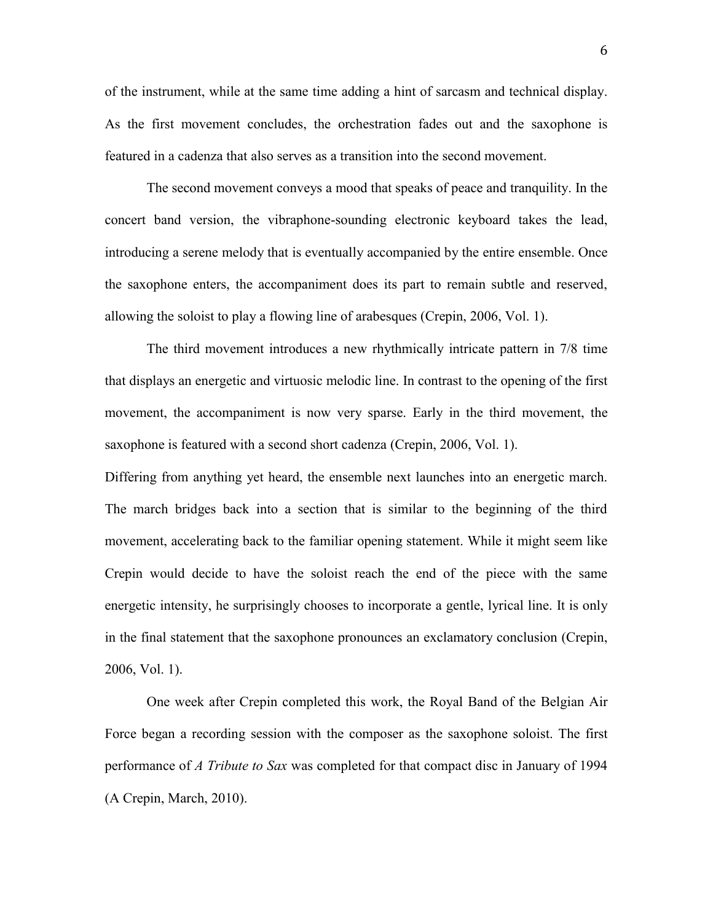of the instrument, while at the same time adding a hint of sarcasm and technical display. As the first movement concludes, the orchestration fades out and the saxophone is featured in a cadenza that also serves as a transition into the second movement.

The second movement conveys a mood that speaks of peace and tranquility. In the concert band version, the vibraphone-sounding electronic keyboard takes the lead, introducing a serene melody that is eventually accompanied by the entire ensemble. Once the saxophone enters, the accompaniment does its part to remain subtle and reserved, allowing the soloist to play a flowing line of arabesques (Crepin, 2006, Vol. 1).

The third movement introduces a new rhythmically intricate pattern in 7/8 time that displays an energetic and virtuosic melodic line. In contrast to the opening of the first movement, the accompaniment is now very sparse. Early in the third movement, the saxophone is featured with a second short cadenza (Crepin, 2006, Vol. 1).

Differing from anything yet heard, the ensemble next launches into an energetic march. The march bridges back into a section that is similar to the beginning of the third movement, accelerating back to the familiar opening statement. While it might seem like Crepin would decide to have the soloist reach the end of the piece with the same energetic intensity, he surprisingly chooses to incorporate a gentle, lyrical line. It is only in the final statement that the saxophone pronounces an exclamatory conclusion (Crepin, 2006, Vol. 1).

One week after Crepin completed this work, the Royal Band of the Belgian Air Force began a recording session with the composer as the saxophone soloist. The first performance of *A Tribute to Sax* was completed for that compact disc in January of 1994 (A Crepin, March, 2010).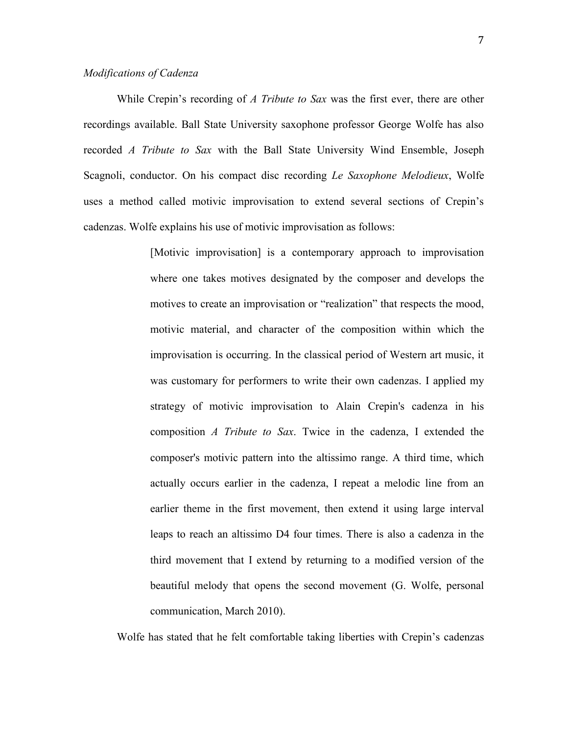*Modifications of Cadenza*

While Crepin's recording of *A Tribute to Sax* was the first ever, there are other recordings available. Ball State University saxophone professor George Wolfe has also recorded *A Tribute to Sax* with the Ball State University Wind Ensemble, Joseph Scagnoli, conductor. On his compact disc recording *Le Saxophone Melodieux*, Wolfe uses a method called motivic improvisation to extend several sections of Crepin's cadenzas. Wolfe explains his use of motivic improvisation as follows:

> [Motivic improvisation] is a contemporary approach to improvisation where one takes motives designated by the composer and develops the motives to create an improvisation or "realization" that respects the mood, motivic material, and character of the composition within which the improvisation is occurring. In the classical period of Western art music, it was customary for performers to write their own cadenzas. I applied my strategy of motivic improvisation to Alain Crepin's cadenza in his composition *A Tribute to Sax*. Twice in the cadenza, I extended the composer's motivic pattern into the altissimo range. A third time, which actually occurs earlier in the cadenza, I repeat a melodic line from an earlier theme in the first movement, then extend it using large interval leaps to reach an altissimo D4 four times. There is also a cadenza in the third movement that I extend by returning to a modified version of the beautiful melody that opens the second movement (G. Wolfe, personal communication, March 2010).

Wolfe has stated that he felt comfortable taking liberties with Crepin's cadenzas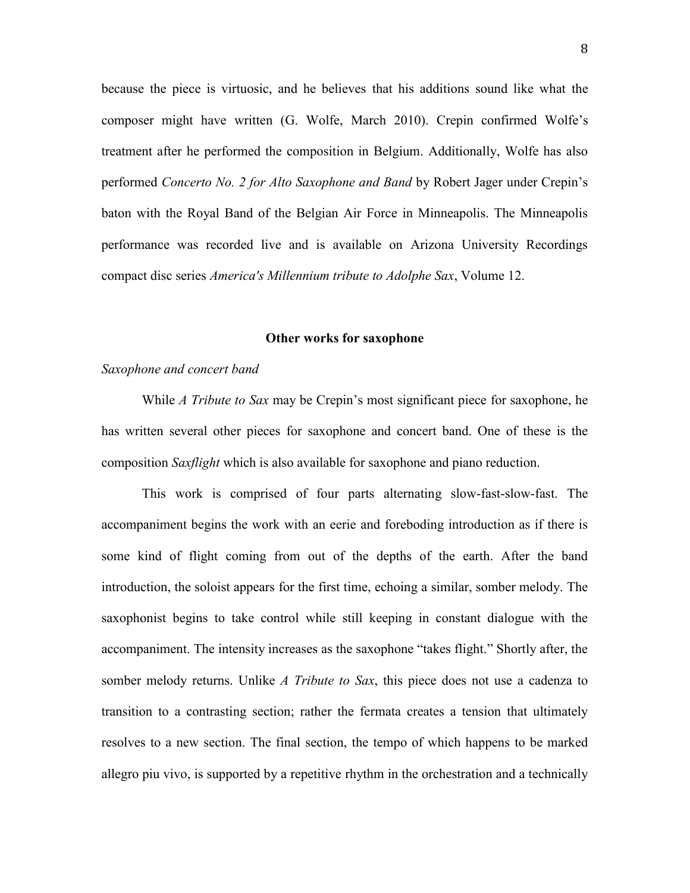because the piece is virtuosic, and he believes that his additions sound like what the composer might have written (G. Wolfe, March 2010). Crepin confirmed Wolfe's treatment after he performed the composition in Belgium. Additionally, Wolfe has also performed *Concerto No. 2 for Alto Saxophone and Band* by Robert Jager under Crepin's baton with the Royal Band of the Belgian Air Force in Minneapolis. The Minneapolis performance was recorded live and is available on Arizona University Recordings compact disc series *America's Millennium tribute to Adolphe Sax*, Volume 12.

## Other works for saxophone

### *Saxophone and concert band*

While *A Tribute to Sax* may be Crepin's most significant piece for saxophone, he has written several other pieces for saxophone and concert band. One of these is the composition *Saxflight* which is also available for saxophone and piano reduction.

This work is comprised of four parts alternating slow-fast-slow-fast. The accompaniment begins the work with an eerie and foreboding introduction as if there is some kind of flight coming from out of the depths of the earth. After the band introduction, the soloist appears for the first time, echoing a similar, somber melody. The saxophonist begins to take control while still keeping in constant dialogue with the accompaniment. The intensity increases as the saxophone "takes flight." Shortly after, the somber melody returns. Unlike *A Tribute to Sax*, this piece does not use a cadenza to transition to a contrasting section; rather the fermata creates a tension that ultimately resolves to a new section. The final section, the tempo of which happens to be marked allegro piu vivo, is supported by a repetitive rhythm in the orchestration and a technically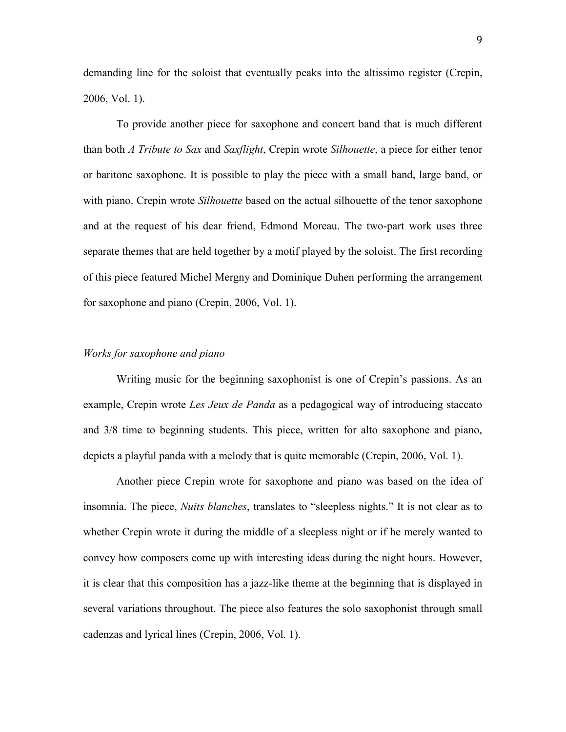demanding line for the soloist that eventually peaks into the altissimo register (Crepin, 2006, Vol. 1).

To provide another piece for saxophone and concert band that is much different than both *A Tribute to Sax* and *Saxflight*, Crepin wrote *Silhouette*, a piece for either tenor or baritone saxophone. It is possible to play the piece with a small band, large band, or with piano. Crepin wrote *Silhouette* based on the actual silhouette of the tenor saxophone and at the request of his dear friend, Edmond Moreau. The two-part work uses three separate themes that are held together by a motif played by the soloist. The first recording of this piece featured Michel Mergny and Dominique Duhen performing the arrangement for saxophone and piano (Crepin, 2006, Vol. 1).

### *Works for saxophone and piano*

Writing music for the beginning saxophonist is one of Crepin's passions. As an example, Crepin wrote *Les Jeux de Panda* as a pedagogical way of introducing staccato and 3/8 time to beginning students. This piece, written for alto saxophone and piano, depicts a playful panda with a melody that is quite memorable (Crepin, 2006, Vol. 1).

Another piece Crepin wrote for saxophone and piano was based on the idea of insomnia. The piece, *Nuits blanches*, translates to "sleepless nights." It is not clear as to whether Crepin wrote it during the middle of a sleepless night or if he merely wanted to convey how composers come up with interesting ideas during the night hours. However, it is clear that this composition has a jazz-like theme at the beginning that is displayed in several variations throughout. The piece also features the solo saxophonist through small cadenzas and lyrical lines (Crepin, 2006, Vol. 1).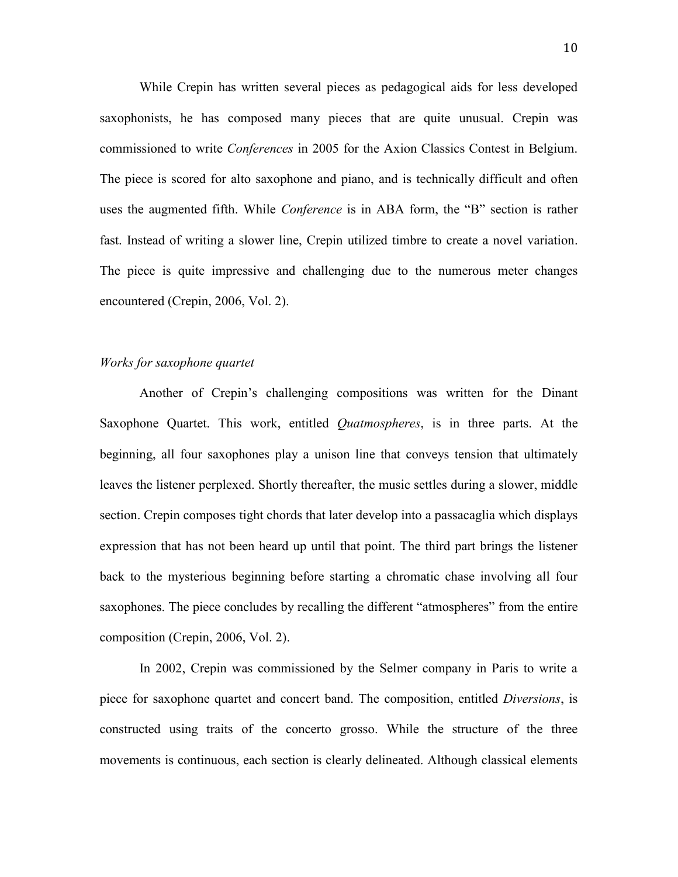While Crepin has written several pieces as pedagogical aids for less developed saxophonists, he has composed many pieces that are quite unusual. Crepin was commissioned to write *Conferences* in 2005 for the Axion Classics Contest in Belgium. The piece is scored for alto saxophone and piano, and is technically difficult and often uses the augmented fifth. While *Conference* is in ABA form, the "B" section is rather fast. Instead of writing a slower line, Crepin utilized timbre to create a novel variation. The piece is quite impressive and challenging due to the numerous meter changes encountered (Crepin, 2006, Vol. 2).

*Works for saxophone quartet*

Another of Crepin's challenging compositions was written for the Dinant Saxophone Quartet. This work, entitled *Quatmospheres*, is in three parts. At the beginning, all four saxophones play a unison line that conveys tension that ultimately leaves the listener perplexed. Shortly thereafter, the music settles during a slower, middle section. Crepin composes tight chords that later develop into a passacaglia which displays expression that has not been heard up until that point. The third part brings the listener back to the mysterious beginning before starting a chromatic chase involving all four saxophones. The piece concludes by recalling the different "atmospheres" from the entire composition (Crepin, 2006, Vol. 2).

In 2002, Crepin was commissioned by the Selmer company in Paris to write a piece for saxophone quartet and concert band. The composition, entitled *Diversions*, is constructed using traits of the concerto grosso. While the structure of the three movements is continuous, each section is clearly delineated. Although classical elements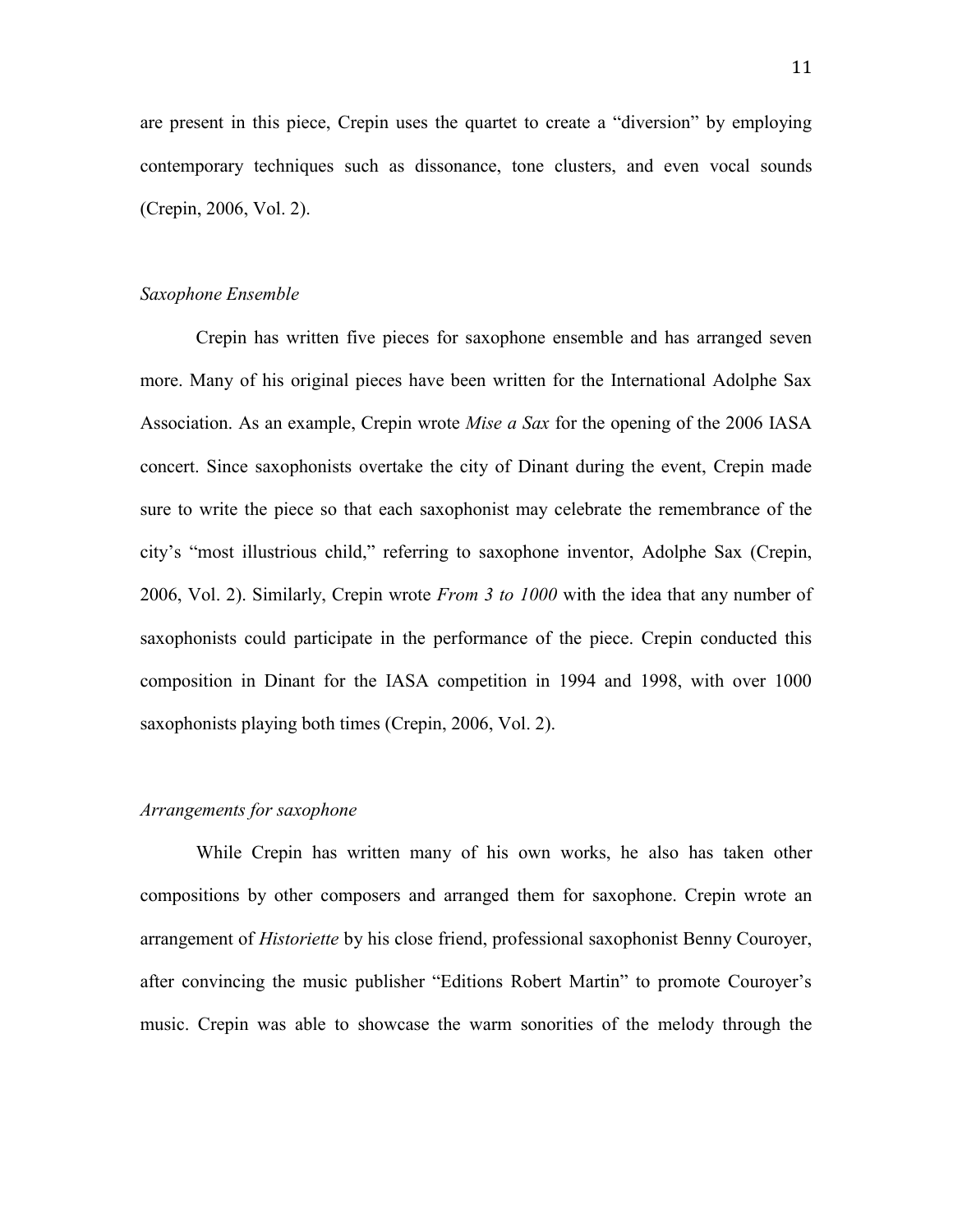are present in this piece, Crepin uses the quartet to create a "diversion" by employing contemporary techniques such as dissonance, tone clusters, and even vocal sounds (Crepin, 2006, Vol. 2).

*Saxophone Ensemble*

Crepin has written five pieces for saxophone ensemble and has arranged seven more. Many of his original pieces have been written for the International Adolphe Sax Association. As an example, Crepin wrote *Mise a Sax* for the opening of the 2006 IASA concert. Since saxophonists overtake the city of Dinant during the event, Crepin made sure to write the piece so that each saxophonist may celebrate the remembrance of the city's "most illustrious child," referring to saxophone inventor, Adolphe Sax (Crepin, 2006, Vol. 2). Similarly, Crepin wrote *From 3 to 1000* with the idea that any number of saxophonists could participate in the performance of the piece. Crepin conducted this composition in Dinant for the IASA competition in 1994 and 1998, with over 1000 saxophonists playing both times (Crepin, 2006, Vol. 2).

*Arrangements for saxophone*

While Crepin has written many of his own works, he also has taken other compositions by other composers and arranged them for saxophone. Crepin wrote an arrangement of *Historiette* by his close friend, professional saxophonist Benny Couroyer, after convincing the music publisher "Editions Robert Martin" to promote Couroyer's music. Crepin was able to showcase the warm sonorities of the melody through the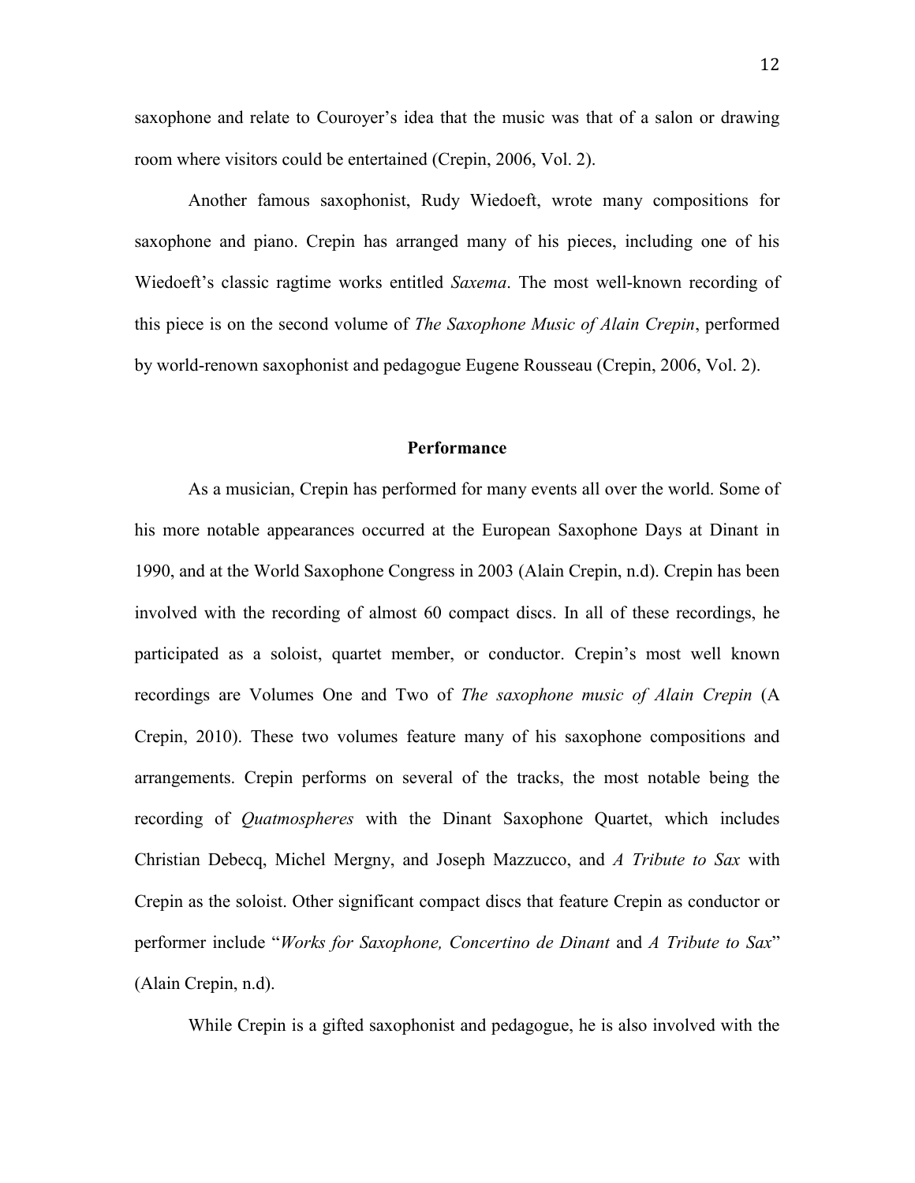saxophone and relate to Couroyer's idea that the music was that of a salon or drawing room where visitors could be entertained (Crepin, 2006, Vol. 2).

Another famous saxophonist, Rudy Wiedoeft, wrote many compositions for saxophone and piano. Crepin has arranged many of his pieces, including one of his Wiedoeft's classic ragtime works entitled *Saxema*. The most well-known recording of this piece is on the second volume of *The Saxophone Music of Alain Crepin*, performed by world-renown saxophonist and pedagogue Eugene Rousseau (Crepin, 2006, Vol. 2).

## Performance

As a musician, Crepin has performed for many events all over the world. Some of his more notable appearances occurred at the European Saxophone Days at Dinant in 1990, and at the World Saxophone Congress in 2003 (Alain Crepin, n.d). Crepin has been involved with the recording of almost 60 compact discs. In all of these recordings, he participated as a soloist, quartet member, or conductor. Crepin's most well known recordings are Volumes One and Two of *The saxophone music of Alain Crepin* (A Crepin, 2010). These two volumes feature many of his saxophone compositions and arrangements. Crepin performs on several of the tracks, the most notable being the recording of *Quatmospheres* with the Dinant Saxophone Quartet, which includes Christian Debecq, Michel Mergny, and Joseph Mazzucco, and *A Tribute to Sax* with Crepin as the soloist. Other significant compact discs that feature Crepin as conductor or performer include "*Works for Saxophone, Concertino de Dinant* and *A Tribute to Sax*" (Alain Crepin, n.d).

While Crepin is a gifted saxophonist and pedagogue, he is also involved with the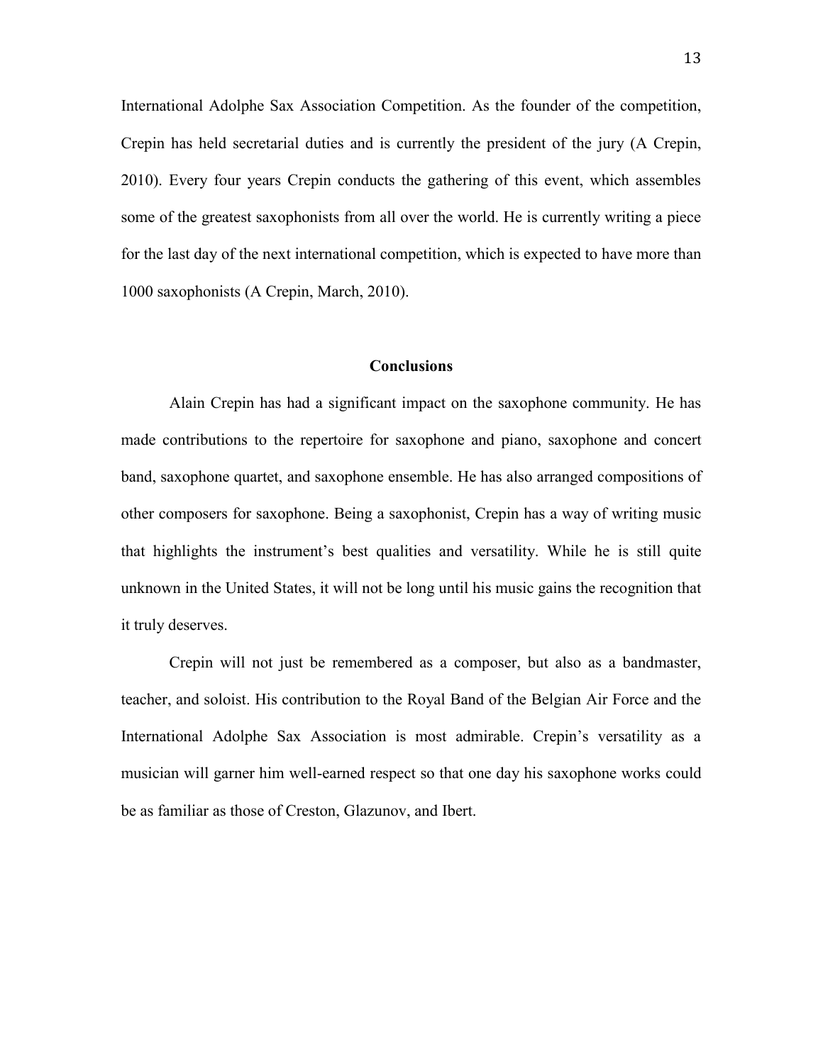International Adolphe Sax Association Competition. As the founder of the competition, Crepin has held secretarial duties and is currently the president of the jury (A Crepin, 2010). Every four years Crepin conducts the gathering of this event, which assembles some of the greatest saxophonists from all over the world. He is currently writing a piece for the last day of the next international competition, which is expected to have more than 1000 saxophonists (A Crepin, March, 2010).

## Conclusions

Alain Crepin has had a significant impact on the saxophone community. He has made contributions to the repertoire for saxophone and piano, saxophone and concert band, saxophone quartet, and saxophone ensemble. He has also arranged compositions of other composers for saxophone. Being a saxophonist, Crepin has a way of writing music that highlights the instrument's best qualities and versatility. While he is still quite unknown in the United States, it will not be long until his music gains the recognition that it truly deserves.

Crepin will not just be remembered as a composer, but also as a bandmaster, teacher, and soloist. His contribution to the Royal Band of the Belgian Air Force and the International Adolphe Sax Association is most admirable. Crepin's versatility as a musician will garner him well-earned respect so that one day his saxophone works could be as familiar as those of Creston, Glazunov, and Ibert.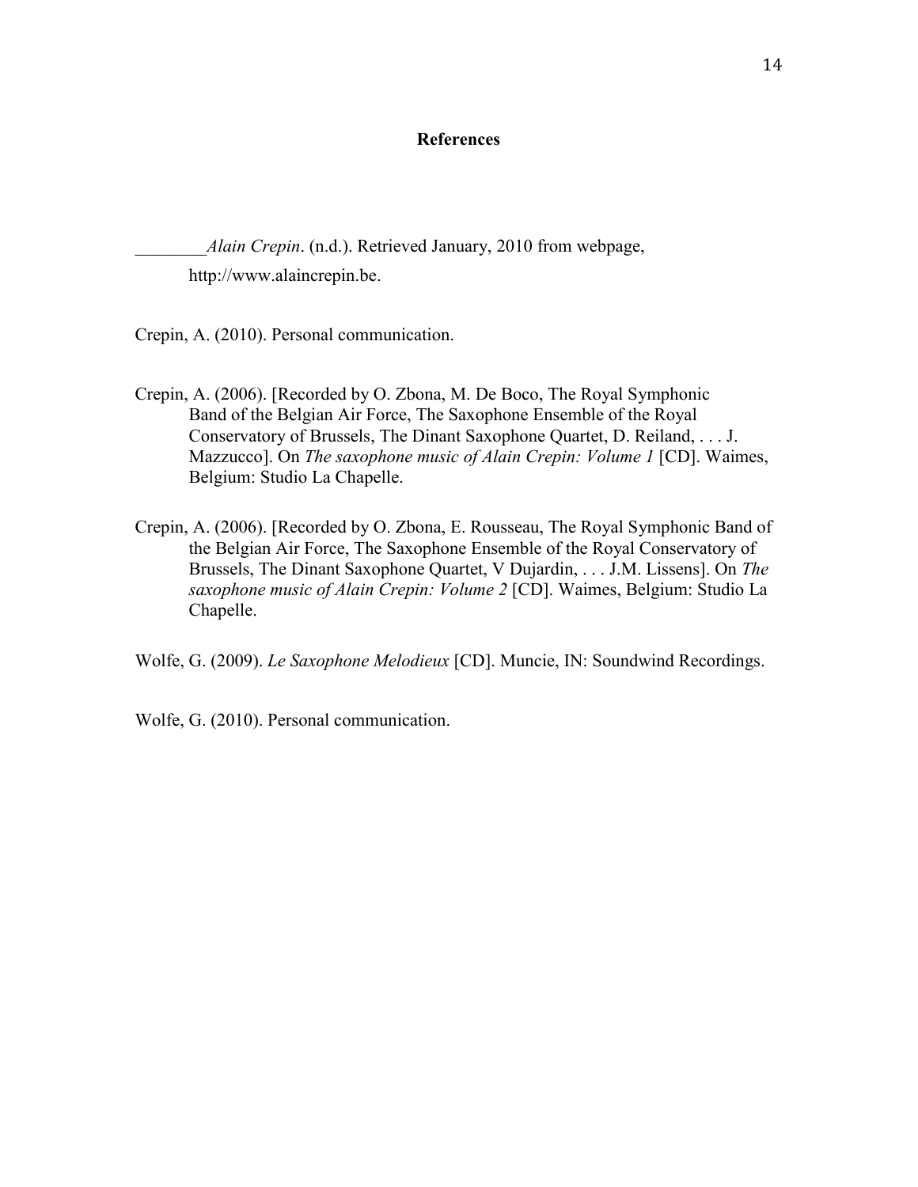# References

________*Alain Crepin*. (n.d.). Retrieved January, 2010 from webpage, http://www.alaincrepin.be.

Crepin, A. (2010). Personal communication.

Crepin, A. (2006). [Recorded by O. Zbona, M. De Boco, The Royal Symphonic Band of the Belgian Air Force, The Saxophone Ensemble of the Royal Conservatory of Brussels, The Dinant Saxophone Quartet, D. Reiland, . . . J. Mazzucco]. On *The saxophone music of Alain Crepin: Volume 1* [CD]. Waimes, Belgium: Studio La Chapelle.

Crepin, A. (2006). [Recorded by O. Zbona, E. Rousseau, The Royal Symphonic Band of the Belgian Air Force, The Saxophone Ensemble of the Royal Conservatory of Brussels, The Dinant Saxophone Quartet, V Dujardin, . . . J.M. Lissens]. On *The saxophone music of Alain Crepin: Volume 2* [CD]. Waimes, Belgium: Studio La Chapelle.

Wolfe, G. (2009). *Le Saxophone Melodieux* [CD]. Muncie, IN: Soundwind Recordings.

Wolfe, G. (2010). Personal communication.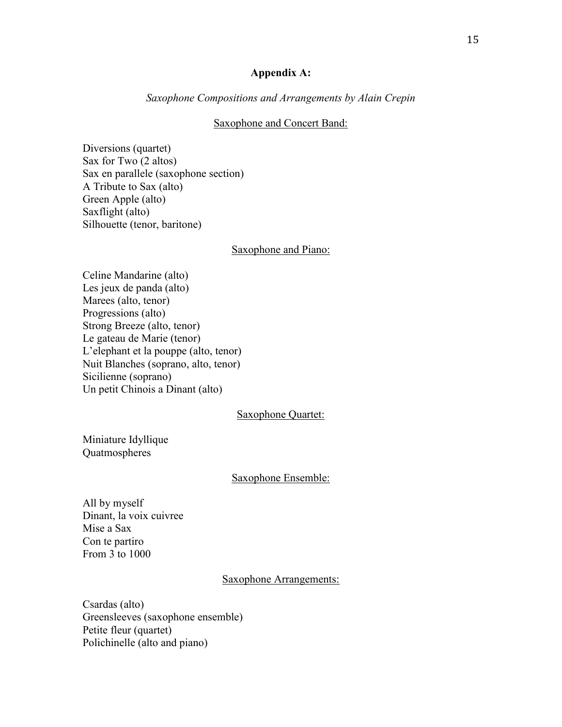# Appendix A:

*Saxophone Compositions and Arrangements by Alain Crepin*

<u>Saxophone and Concert Band:</u>

Diversions (quartet)
Sax for Two (2 altos)
Sax en parallele (saxophone section)
A Tribute to Sax (alto)
Green Apple (alto)
Saxflight (alto)
Silhouette (tenor, baritone)

<u>Saxophone and Piano:</u>

Celine Mandarine (alto)
Les jeux de panda (alto)
Marees (alto, tenor)
Progressions (alto)
Strong Breeze (alto, tenor)
Le gateau de Marie (tenor)
L'elephant et la pouppe (alto, tenor)
Nuit Blanches (soprano, alto, tenor)
Sicilienne (soprano)
Un petit Chinois a Dinant (alto)

<u>Saxophone Quartet:</u>

Miniature Idyllique
Quatmospheres

<u>Saxophone Ensemble:</u>

All by myself
Dinant, la voix cuivree
Mise a Sax
Con te partiro
From 3 to 1000

<u>Saxophone Arrangements:</u>

Csardas (alto)
Greensleeves (saxophone ensemble)
Petite fleur (quartet)
Polichinelle (alto and piano)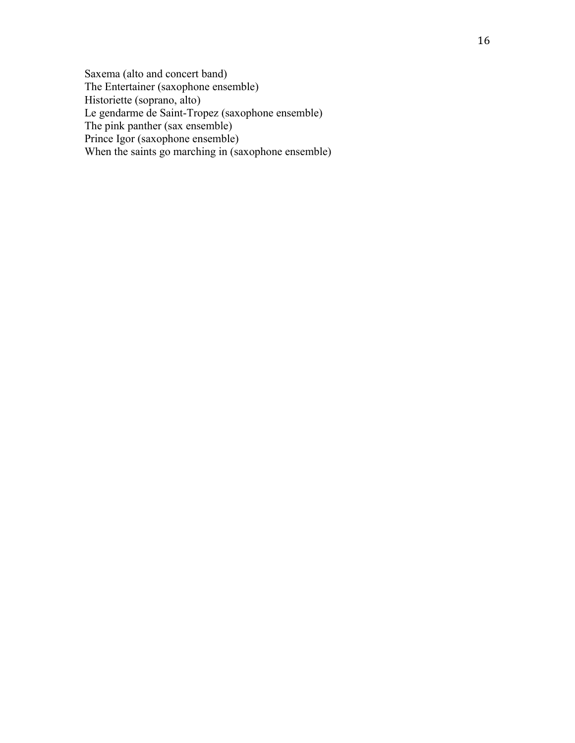Saxema (alto and concert band)
The Entertainer (saxophone ensemble)
Historiette (soprano, alto)
Le gendarme de Saint-Tropez (saxophone ensemble)
The pink panther (sax ensemble)
Prince Igor (saxophone ensemble)
When the saints go marching in (saxophone ensemble)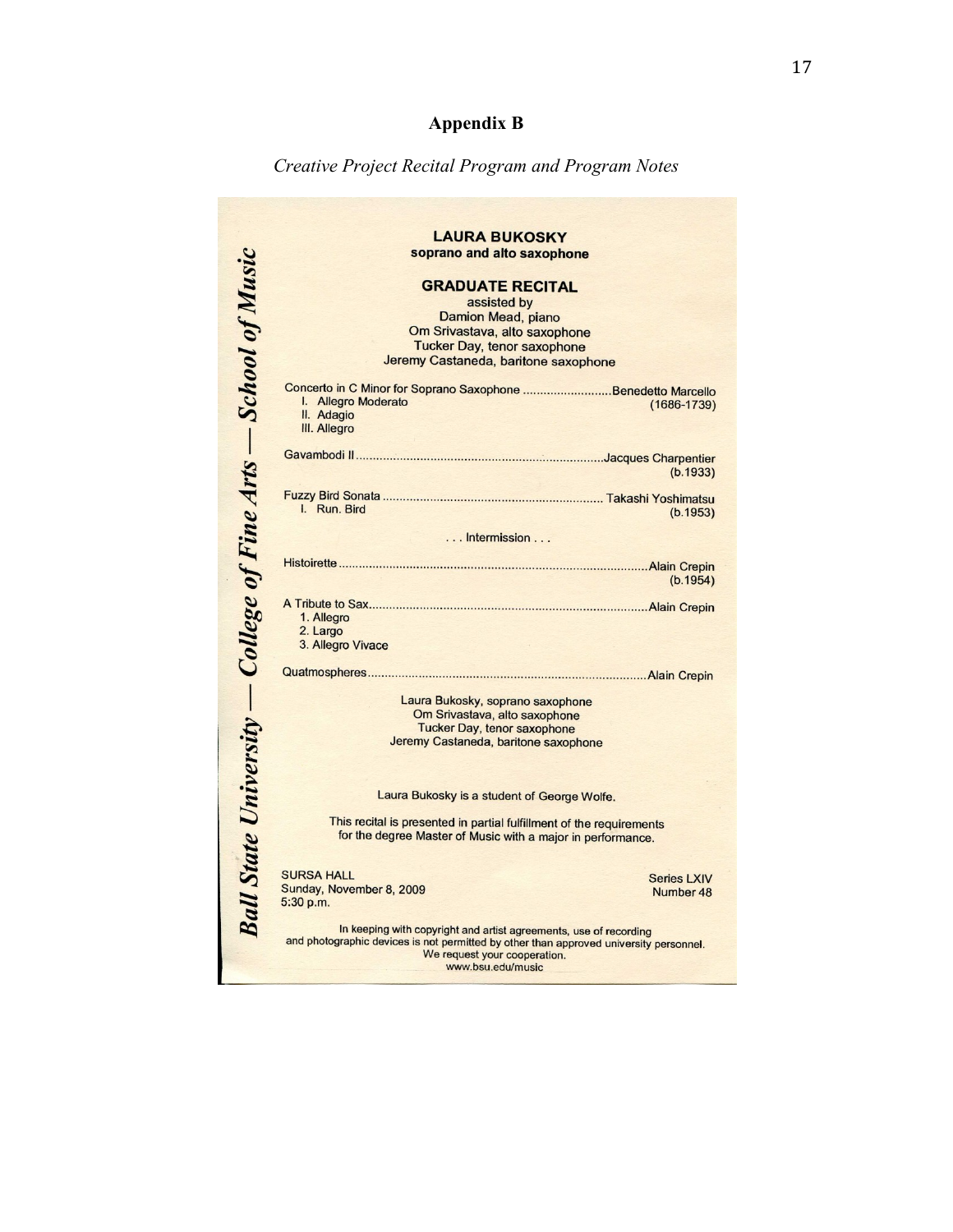# Appendix B

*Creative Project Recital Program and Program Notes*

*Ball State University — College of Fine Arts — School of Music*

**LAURA BUKOSKY**
**soprano and alto saxophone**

**GRADUATE RECITAL**
assisted by
Damion Mead, piano
Om Srivastava, alto saxophone
Tucker Day, tenor saxophone
Jeremy Castaneda, baritone saxophone

Concerto in C Minor for Soprano Saxophone .......................... Benedetto Marcello (1686-1739)
I. Allegro Moderato
II. Adagio
III. Allegro

Gavambodi II .......................... Jacques Charpentier (b.1933)

Fuzzy Bird Sonata .......................... Takashi Yoshimatsu (b.1953)
I. Run. Bird

. . . Intermission . . .

Histoirette .......................... Alain Crepin (b.1954)

A Tribute to Sax .......................... Alain Crepin
1. Allegro
2. Largo
3. Allegro Vivace

Quatmospheres .......................... Alain Crepin

Laura Bukosky, soprano saxophone
Om Srivastava, alto saxophone
Tucker Day, tenor saxophone
Jeremy Castaneda, baritone saxophone

Laura Bukosky is a student of George Wolfe.

This recital is presented in partial fulfillment of the requirements for the degree Master of Music with a major in performance.

SURSA HALL
Sunday, November 8, 2009
5:30 p.m.

Series LXIV
Number 48

In keeping with copyright and artist agreements, use of recording and photographic devices is not permitted by other than approved university personnel. We request your cooperation.
www.bsu.edu/music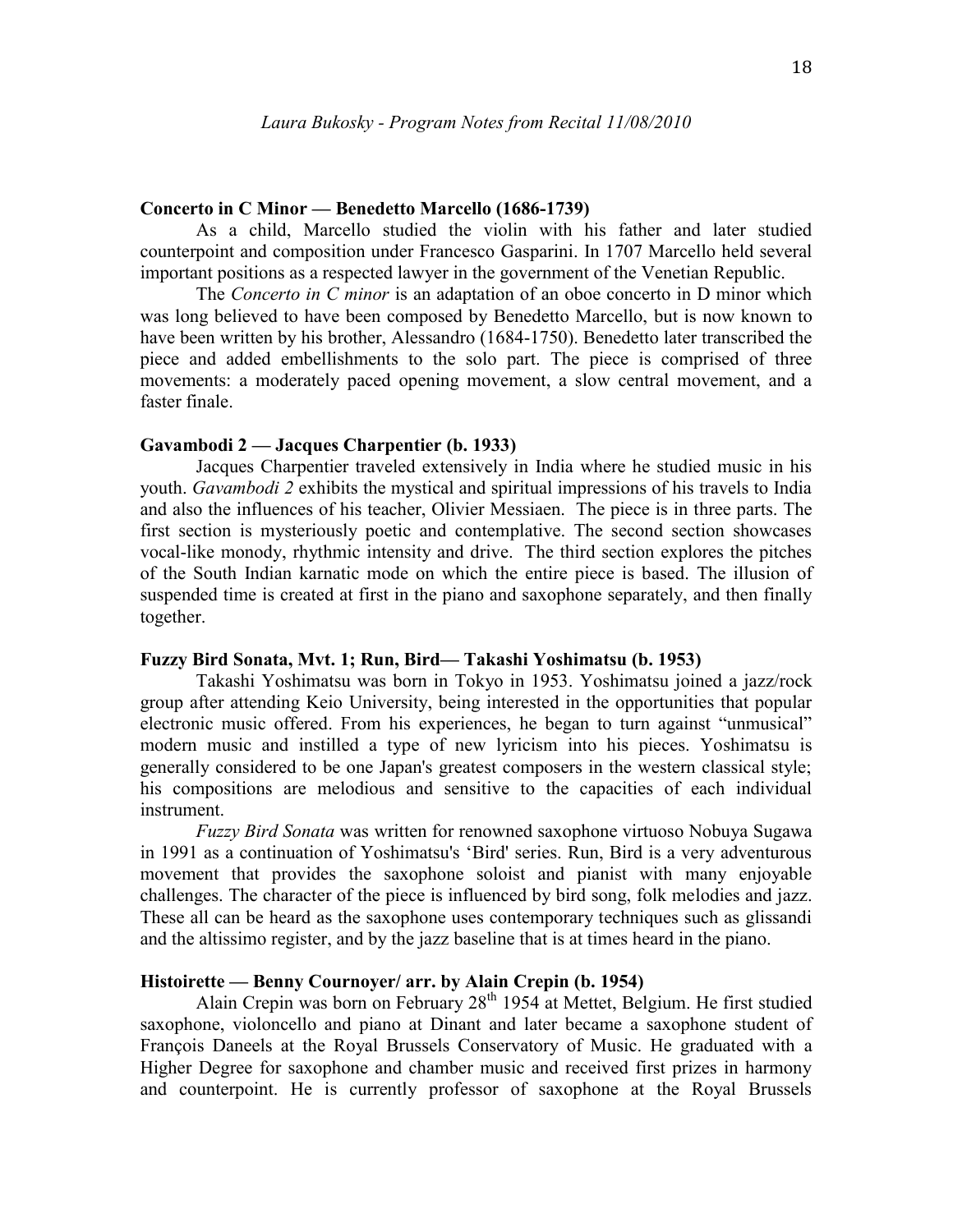*Laura Bukosky - Program Notes from Recital 11/08/2010*

**Concerto in C Minor — Benedetto Marcello (1686-1739)**

As a child, Marcello studied the violin with his father and later studied counterpoint and composition under Francesco Gasparini. In 1707 Marcello held several important positions as a respected lawyer in the government of the Venetian Republic.

The *Concerto in C minor* is an adaptation of an oboe concerto in D minor which was long believed to have been composed by Benedetto Marcello, but is now known to have been written by his brother, Alessandro (1684-1750). Benedetto later transcribed the piece and added embellishments to the solo part. The piece is comprised of three movements: a moderately paced opening movement, a slow central movement, and a faster finale.

**Gavambodi 2 — Jacques Charpentier (b. 1933)**

Jacques Charpentier traveled extensively in India where he studied music in his youth. *Gavambodi 2* exhibits the mystical and spiritual impressions of his travels to India and also the influences of his teacher, Olivier Messiaen. The piece is in three parts. The first section is mysteriously poetic and contemplative. The second section showcases vocal-like monody, rhythmic intensity and drive. The third section explores the pitches of the South Indian karnatic mode on which the entire piece is based. The illusion of suspended time is created at first in the piano and saxophone separately, and then finally together.

**Fuzzy Bird Sonata, Mvt. 1; Run, Bird— Takashi Yoshimatsu (b. 1953)**

Takashi Yoshimatsu was born in Tokyo in 1953. Yoshimatsu joined a jazz/rock group after attending Keio University, being interested in the opportunities that popular electronic music offered. From his experiences, he began to turn against "unmusical" modern music and instilled a type of new lyricism into his pieces. Yoshimatsu is generally considered to be one Japan's greatest composers in the western classical style; his compositions are melodious and sensitive to the capacities of each individual instrument.

*Fuzzy Bird Sonata* was written for renowned saxophone virtuoso Nobuya Sugawa in 1991 as a continuation of Yoshimatsu's 'Bird' series. Run, Bird is a very adventurous movement that provides the saxophone soloist and pianist with many enjoyable challenges. The character of the piece is influenced by bird song, folk melodies and jazz. These all can be heard as the saxophone uses contemporary techniques such as glissandi and the altissimo register, and by the jazz baseline that is at times heard in the piano.

**Histoirette — Benny Cournoyer/ arr. by Alain Crepin (b. 1954)**

Alain Crepin was born on February 28th 1954 at Mettet, Belgium. He first studied saxophone, violoncello and piano at Dinant and later became a saxophone student of François Daneels at the Royal Brussels Conservatory of Music. He graduated with a Higher Degree for saxophone and chamber music and received first prizes in harmony and counterpoint. He is currently professor of saxophone at the Royal Brussels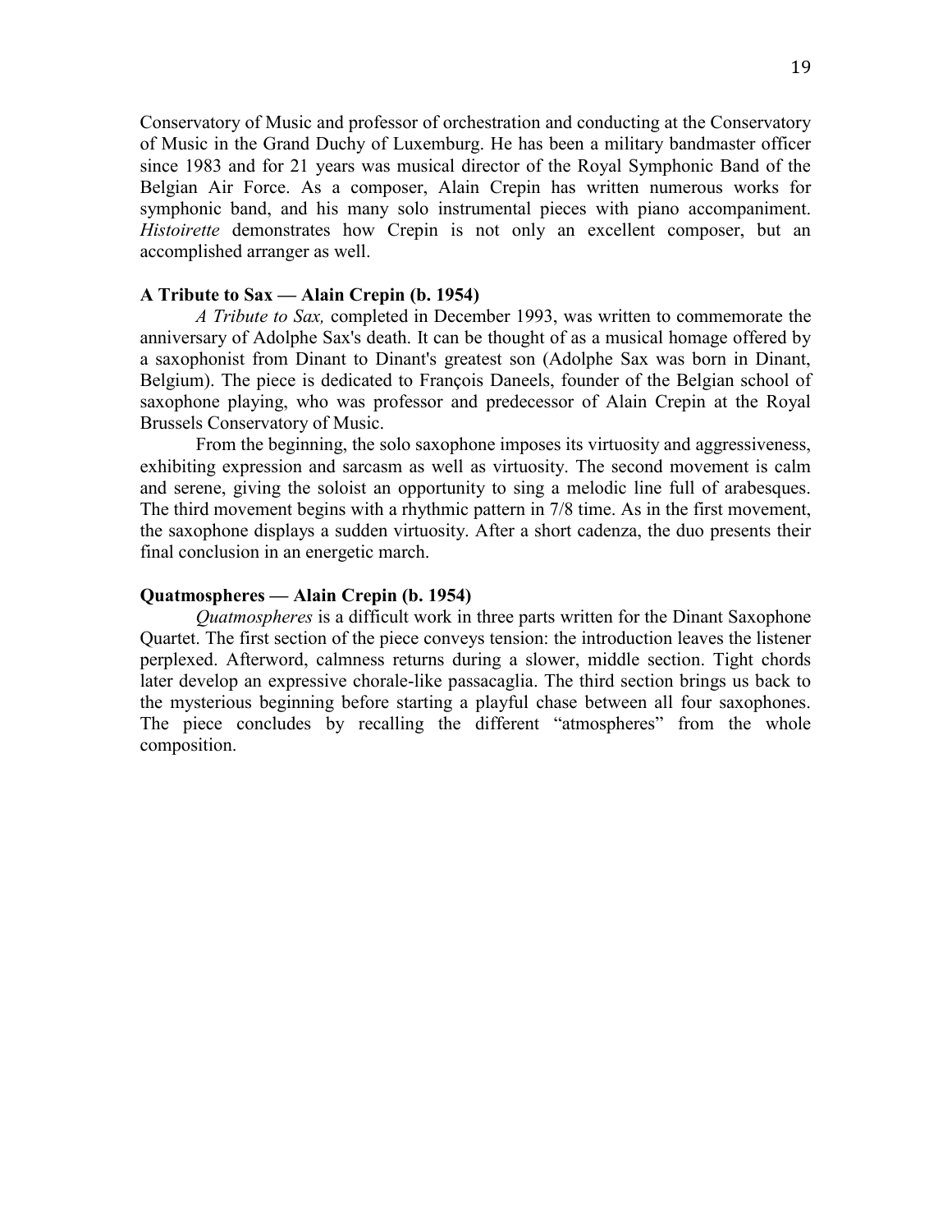Conservatory of Music and professor of orchestration and conducting at the Conservatory of Music in the Grand Duchy of Luxemburg. He has been a military bandmaster officer since 1983 and for 21 years was musical director of the Royal Symphonic Band of the Belgian Air Force. As a composer, Alain Crepin has written numerous works for symphonic band, and his many solo instrumental pieces with piano accompaniment. *Histoirette* demonstrates how Crepin is not only an excellent composer, but an accomplished arranger as well.

**A Tribute to Sax — Alain Crepin (b. 1954)**

*A Tribute to Sax,* completed in December 1993, was written to commemorate the anniversary of Adolphe Sax's death. It can be thought of as a musical homage offered by a saxophonist from Dinant to Dinant's greatest son (Adolphe Sax was born in Dinant, Belgium). The piece is dedicated to François Daneels, founder of the Belgian school of saxophone playing, who was professor and predecessor of Alain Crepin at the Royal Brussels Conservatory of Music.

From the beginning, the solo saxophone imposes its virtuosity and aggressiveness, exhibiting expression and sarcasm as well as virtuosity. The second movement is calm and serene, giving the soloist an opportunity to sing a melodic line full of arabesques. The third movement begins with a rhythmic pattern in 7/8 time. As in the first movement, the saxophone displays a sudden virtuosity. After a short cadenza, the duo presents their final conclusion in an energetic march.

**Quatmospheres — Alain Crepin (b. 1954)**

*Quatmospheres* is a difficult work in three parts written for the Dinant Saxophone Quartet. The first section of the piece conveys tension: the introduction leaves the listener perplexed. Afterword, calmness returns during a slower, middle section. Tight chords later develop an expressive chorale-like passacaglia. The third section brings us back to the mysterious beginning before starting a playful chase between all four saxophones. The piece concludes by recalling the different "atmospheres" from the whole composition.